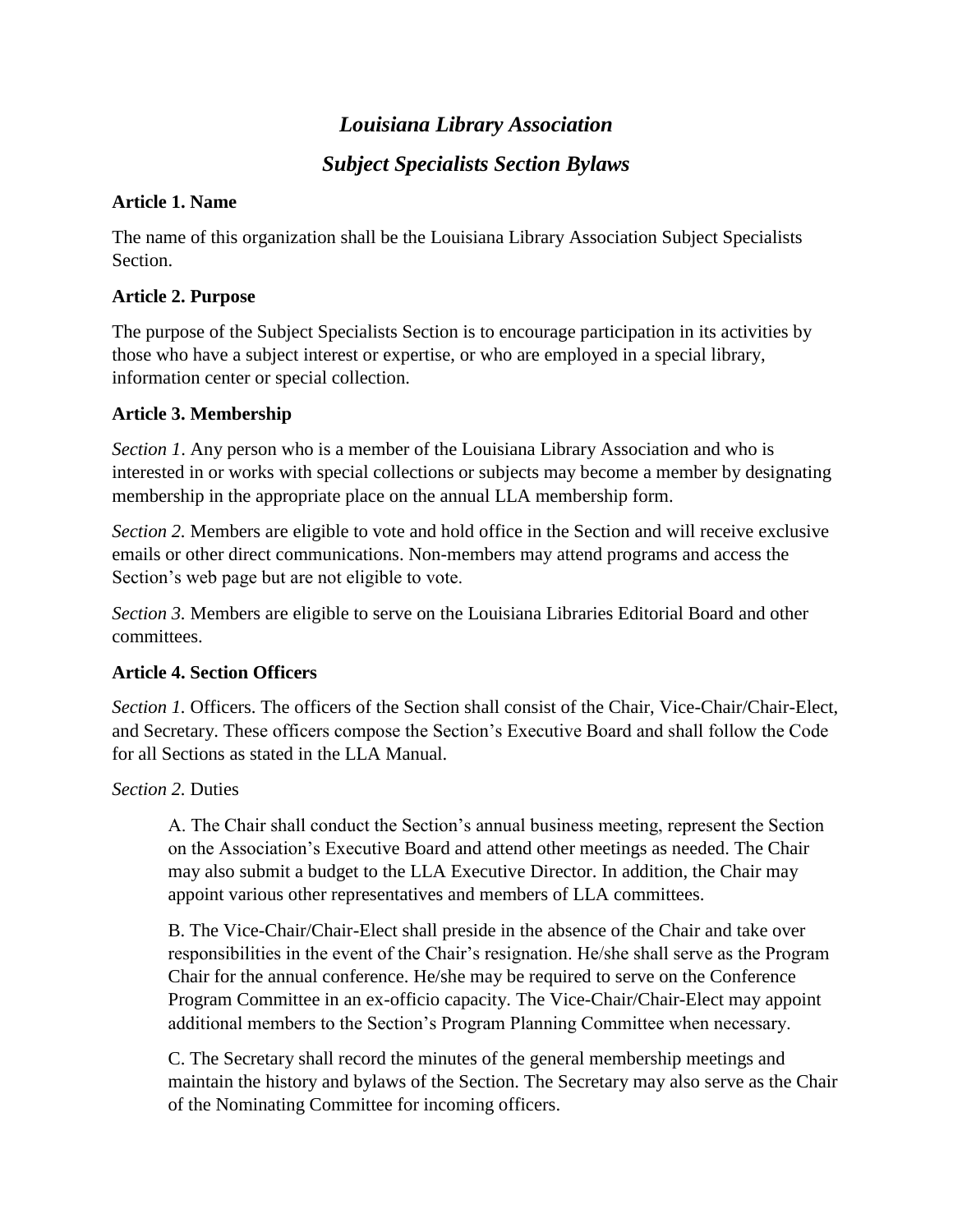# *Louisiana Library Association*

## *Subject Specialists Section Bylaws*

**Article 1. Name**

The name of this organization shall be the Louisiana Library Association Subject Specialists Section.

**Article 2. Purpose**

The purpose of the Subject Specialists Section is to encourage participation in its activities by those who have a subject interest or expertise, or who are employed in a special library, information center or special collection.

**Article 3. Membership**

*Section 1.* Any person who is a member of the Louisiana Library Association and who is interested in or works with special collections or subjects may become a member by designating membership in the appropriate place on the annual LLA membership form.

*Section 2.* Members are eligible to vote and hold office in the Section and will receive exclusive emails or other direct communications. Non-members may attend programs and access the Section's web page but are not eligible to vote.

*Section 3.* Members are eligible to serve on the Louisiana Libraries Editorial Board and other committees.

**Article 4. Section Officers**

*Section 1.* Officers. The officers of the Section shall consist of the Chair, Vice-Chair/Chair-Elect, and Secretary. These officers compose the Section's Executive Board and shall follow the Code for all Sections as stated in the LLA Manual.

*Section 2.* Duties

A. The Chair shall conduct the Section's annual business meeting, represent the Section on the Association's Executive Board and attend other meetings as needed. The Chair may also submit a budget to the LLA Executive Director. In addition, the Chair may appoint various other representatives and members of LLA committees.

B. The Vice-Chair/Chair-Elect shall preside in the absence of the Chair and take over responsibilities in the event of the Chair's resignation. He/she shall serve as the Program Chair for the annual conference. He/she may be required to serve on the Conference Program Committee in an ex-officio capacity. The Vice-Chair/Chair-Elect may appoint additional members to the Section's Program Planning Committee when necessary.

C. The Secretary shall record the minutes of the general membership meetings and maintain the history and bylaws of the Section. The Secretary may also serve as the Chair of the Nominating Committee for incoming officers.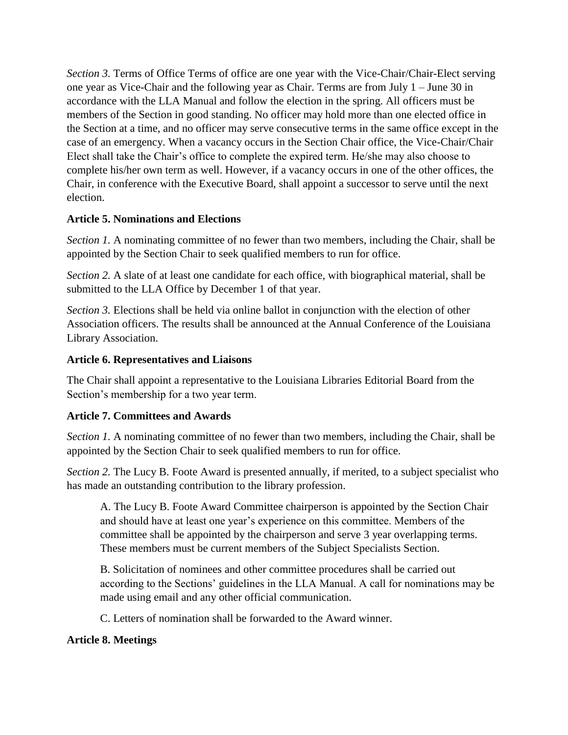*Section 3.* Terms of Office Terms of office are one year with the Vice-Chair/Chair-Elect serving one year as Vice-Chair and the following year as Chair. Terms are from July 1 – June 30 in accordance with the LLA Manual and follow the election in the spring. All officers must be members of the Section in good standing. No officer may hold more than one elected office in the Section at a time, and no officer may serve consecutive terms in the same office except in the case of an emergency. When a vacancy occurs in the Section Chair office, the Vice-Chair/Chair Elect shall take the Chair's office to complete the expired term. He/she may also choose to complete his/her own term as well. However, if a vacancy occurs in one of the other offices, the Chair, in conference with the Executive Board, shall appoint a successor to serve until the next election.

**Article 5. Nominations and Elections**

*Section 1.* A nominating committee of no fewer than two members, including the Chair, shall be appointed by the Section Chair to seek qualified members to run for office.

*Section 2.* A slate of at least one candidate for each office, with biographical material, shall be submitted to the LLA Office by December 1 of that year.

*Section 3.* Elections shall be held via online ballot in conjunction with the election of other Association officers. The results shall be announced at the Annual Conference of the Louisiana Library Association.

**Article 6. Representatives and Liaisons**

The Chair shall appoint a representative to the Louisiana Libraries Editorial Board from the Section's membership for a two year term.

**Article 7. Committees and Awards**

*Section 1.* A nominating committee of no fewer than two members, including the Chair, shall be appointed by the Section Chair to seek qualified members to run for office.

*Section 2.* The Lucy B. Foote Award is presented annually, if merited, to a subject specialist who has made an outstanding contribution to the library profession.

A. The Lucy B. Foote Award Committee chairperson is appointed by the Section Chair and should have at least one year's experience on this committee. Members of the committee shall be appointed by the chairperson and serve 3 year overlapping terms. These members must be current members of the Subject Specialists Section.

B. Solicitation of nominees and other committee procedures shall be carried out according to the Sections' guidelines in the LLA Manual. A call for nominations may be made using email and any other official communication.

C. Letters of nomination shall be forwarded to the Award winner.

**Article 8. Meetings**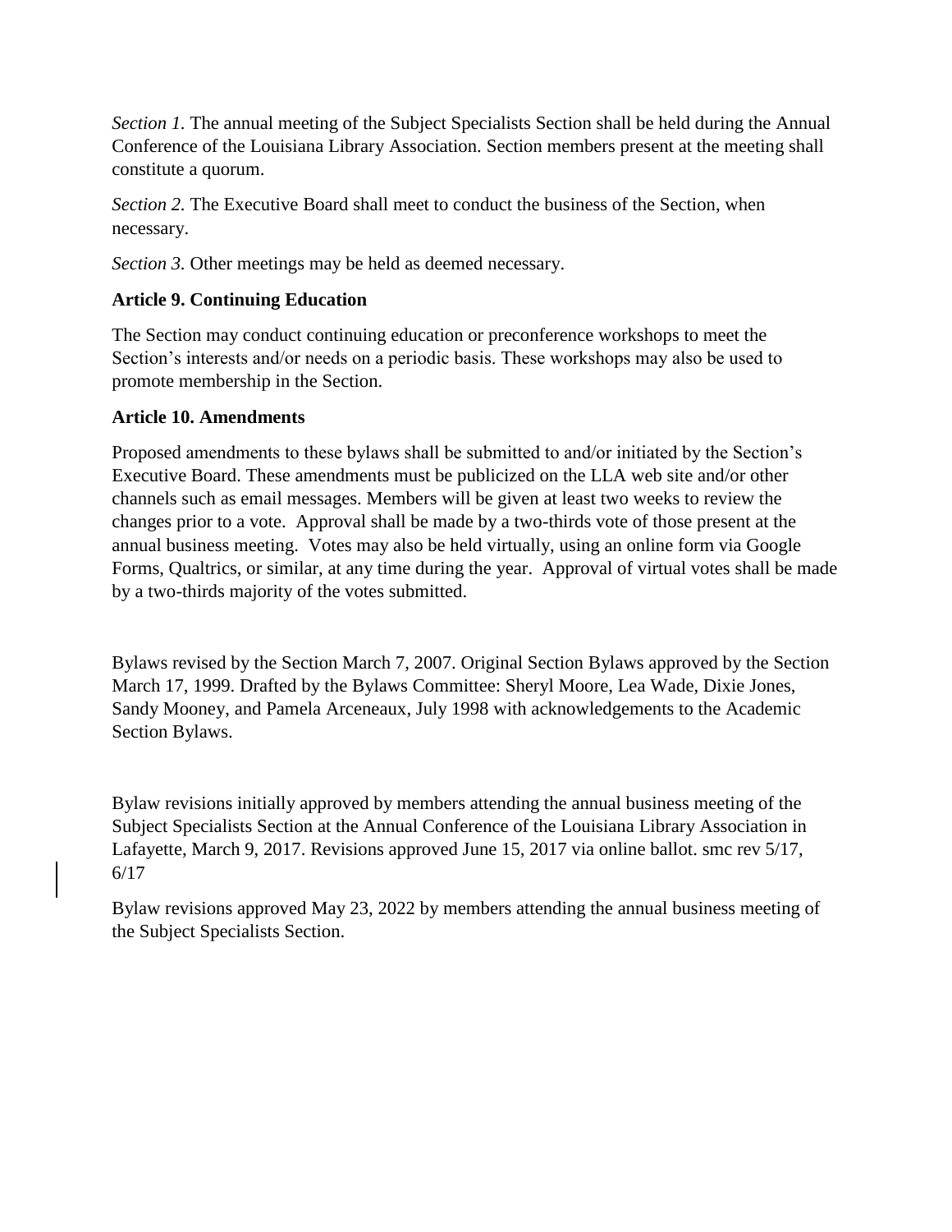*Section 1.* The annual meeting of the Subject Specialists Section shall be held during the Annual Conference of the Louisiana Library Association. Section members present at the meeting shall constitute a quorum.

*Section 2.* The Executive Board shall meet to conduct the business of the Section, when necessary.

*Section 3.* Other meetings may be held as deemed necessary.

**Article 9. Continuing Education**

The Section may conduct continuing education or preconference workshops to meet the Section's interests and/or needs on a periodic basis. These workshops may also be used to promote membership in the Section.

**Article 10. Amendments**

Proposed amendments to these bylaws shall be submitted to and/or initiated by the Section's Executive Board. These amendments must be publicized on the LLA web site and/or other channels such as email messages. Members will be given at least two weeks to review the changes prior to a vote. Approval shall be made by a two-thirds vote of those present at the annual business meeting. Votes may also be held virtually, using an online form via Google Forms, Qualtrics, or similar, at any time during the year. Approval of virtual votes shall be made by a two-thirds majority of the votes submitted.

Bylaws revised by the Section March 7, 2007. Original Section Bylaws approved by the Section March 17, 1999. Drafted by the Bylaws Committee: Sheryl Moore, Lea Wade, Dixie Jones, Sandy Mooney, and Pamela Arceneaux, July 1998 with acknowledgements to the Academic Section Bylaws.

Bylaw revisions initially approved by members attending the annual business meeting of the Subject Specialists Section at the Annual Conference of the Louisiana Library Association in Lafayette, March 9, 2017. Revisions approved June 15, 2017 via online ballot. smc rev 5/17, 6/17

Bylaw revisions approved May 23, 2022 by members attending the annual business meeting of the Subject Specialists Section.